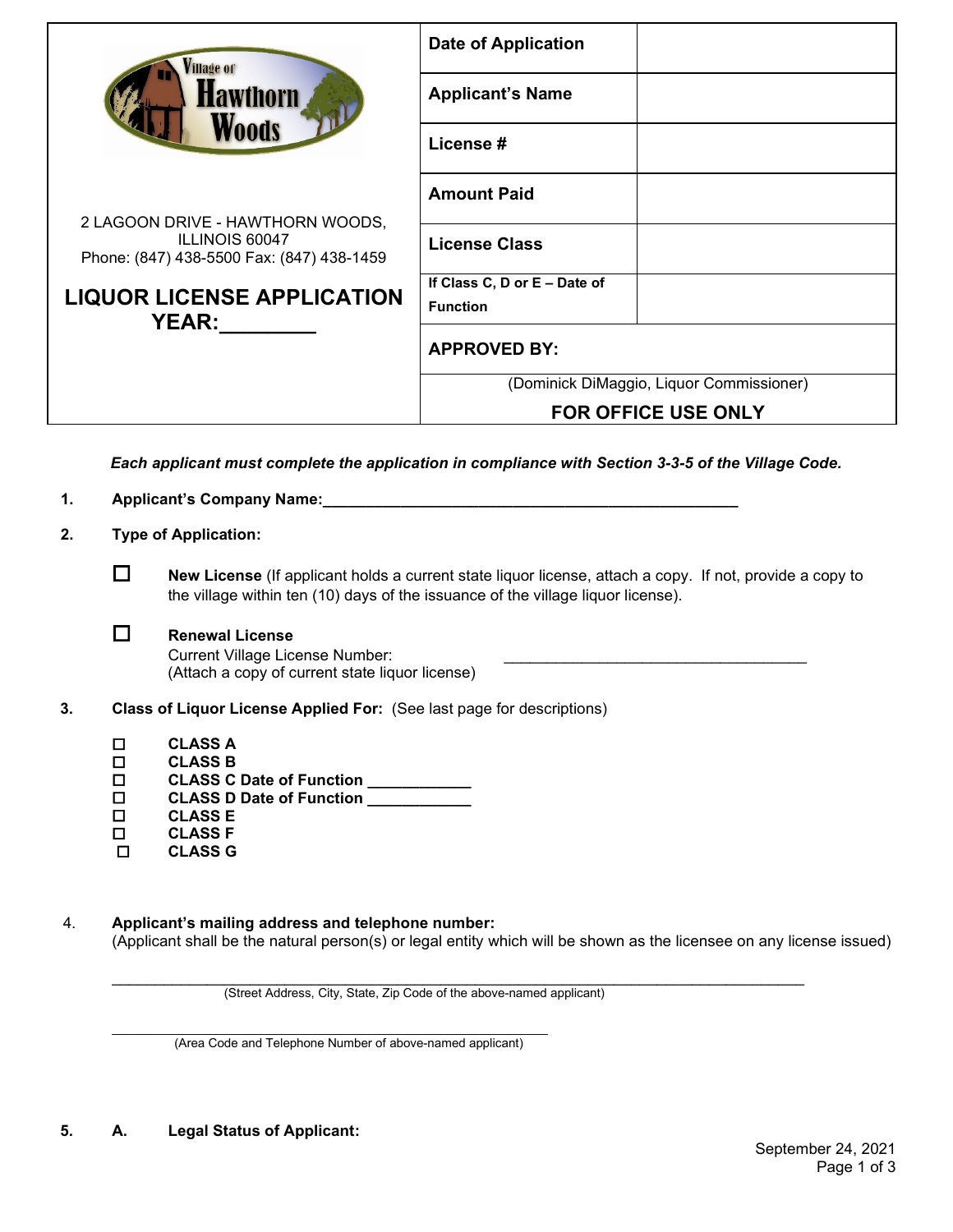Village of Hawthorn Woods

2 LAGOON DRIVE - HAWTHORN WOODS, ILLINOIS 60047
Phone: (847) 438-5500 Fax: (847) 438-1459

# LIQUOR LICENSE APPLICATION YEAR:________

| Date of Application | |
|---|---|
| Applicant's Name | |
| License # | |
| Amount Paid | |
| License Class | |
| If Class C, D or E – Date of Function | |
| APPROVED BY: | |
| (Dominick DiMaggio, Liquor Commissioner) | |
| **FOR OFFICE USE ONLY** | |

***Each applicant must complete the application in compliance with Section 3-3-5 of the Village Code.***

1. **Applicant's Company Name:**_______________________________________________

2. **Type of Application:**

   ☐ **New License** (If applicant holds a current state liquor license, attach a copy. If not, provide a copy to the village within ten (10) days of the issuance of the village liquor license).

   ☐ **Renewal License**
   Current Village License Number: ___________________________________
   (Attach a copy of current state liquor license)

3. **Class of Liquor License Applied For:** (See last page for descriptions)

   ☐ **CLASS A**
   ☐ **CLASS B**
   ☐ **CLASS C Date of Function** ___________
   ☐ **CLASS D Date of Function** ___________
   ☐ **CLASS E**
   ☐ **CLASS F**
   ☐ **CLASS G**

4. **Applicant's mailing address and telephone number:**
   (Applicant shall be the natural person(s) or legal entity which will be shown as the licensee on any license issued)

   ______________________________________________________________________________
   (Street Address, City, State, Zip Code of the above-named applicant)

   ______________________________________________
   (Area Code and Telephone Number of above-named applicant)

5. **A. Legal Status of Applicant:**

September 24, 2021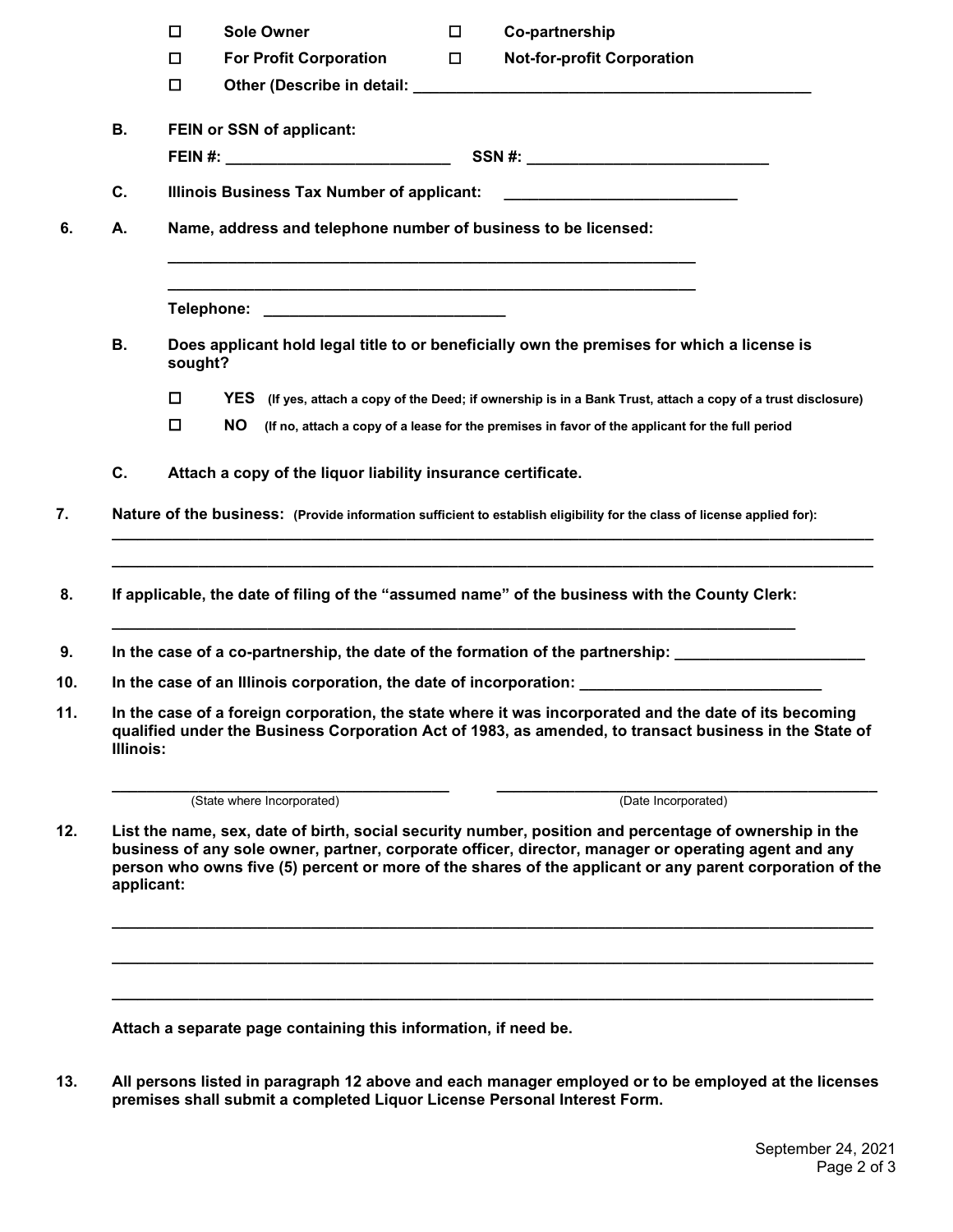- ☐ **Sole Owner** ☐ **Co-partnership**
- ☐ **For Profit Corporation** ☐ **Not-for-profit Corporation**
- ☐ **Other (Describe in detail: \_\_\_\_\_\_\_\_\_\_\_\_\_\_\_\_\_\_\_\_\_\_\_\_\_\_\_\_\_\_\_\_\_\_\_\_\_\_\_\_**

**B. FEIN or SSN of applicant:**

**FEIN #: \_\_\_\_\_\_\_\_\_\_\_\_\_\_\_\_\_\_\_\_\_\_\_\_ SSN #: \_\_\_\_\_\_\_\_\_\_\_\_\_\_\_\_\_\_\_\_\_\_\_\_\_\_**

**C. Illinois Business Tax Number of applicant: \_\_\_\_\_\_\_\_\_\_\_\_\_\_\_\_\_\_\_\_\_\_\_\_\_\_**

**6. A. Name, address and telephone number of business to be licensed:**

\_\_\_\_\_\_\_\_\_\_\_\_\_\_\_\_\_\_\_\_\_\_\_\_\_\_\_\_\_\_\_\_\_\_\_\_\_\_\_\_\_\_\_\_\_\_\_\_\_\_\_\_\_\_\_\_\_\_

\_\_\_\_\_\_\_\_\_\_\_\_\_\_\_\_\_\_\_\_\_\_\_\_\_\_\_\_\_\_\_\_\_\_\_\_\_\_\_\_\_\_\_\_\_\_\_\_\_\_\_\_\_\_\_\_\_\_

**Telephone: \_\_\_\_\_\_\_\_\_\_\_\_\_\_\_\_\_\_\_\_\_\_\_\_\_\_**

**B. Does applicant hold legal title to or beneficially own the premises for which a license is sought?**

- ☐ **YES (If yes, attach a copy of the Deed; if ownership is in a Bank Trust, attach a copy of a trust disclosure)**
- ☐ **NO (If no, attach a copy of a lease for the premises in favor of the applicant for the full period**

**C. Attach a copy of the liquor liability insurance certificate.**

**7. Nature of the business: (Provide information sufficient to establish eligibility for the class of license applied for):**

\_\_\_\_\_\_\_\_\_\_\_\_\_\_\_\_\_\_\_\_\_\_\_\_\_\_\_\_\_\_\_\_\_\_\_\_\_\_\_\_\_\_\_\_\_\_\_\_\_\_\_\_\_\_\_\_\_\_\_\_\_\_\_\_\_\_\_\_\_\_\_\_\_\_\_\_\_\_\_\_

\_\_\_\_\_\_\_\_\_\_\_\_\_\_\_\_\_\_\_\_\_\_\_\_\_\_\_\_\_\_\_\_\_\_\_\_\_\_\_\_\_\_\_\_\_\_\_\_\_\_\_\_\_\_\_\_\_\_\_\_\_\_\_\_\_\_\_\_\_\_\_\_\_\_\_\_\_\_\_\_

**8. If applicable, the date of filing of the "assumed name" of the business with the County Clerk:**

\_\_\_\_\_\_\_\_\_\_\_\_\_\_\_\_\_\_\_\_\_\_\_\_\_\_\_\_\_\_\_\_\_\_\_\_\_\_\_\_\_\_\_\_\_\_\_\_\_\_\_\_\_\_\_\_\_\_\_\_\_\_\_\_\_\_\_\_\_\_\_\_

**9. In the case of a co-partnership, the date of the formation of the partnership: \_\_\_\_\_\_\_\_\_\_\_\_\_\_\_\_\_\_\_\_**

**10. In the case of an Illinois corporation, the date of incorporation: \_\_\_\_\_\_\_\_\_\_\_\_\_\_\_\_\_\_\_\_\_\_\_\_\_\_**

**11. In the case of a foreign corporation, the state where it was incorporated and the date of its becoming qualified under the Business Corporation Act of 1983, as amended, to transact business in the State of Illinois:**

\_\_\_\_\_\_\_\_\_\_\_\_\_\_\_\_\_\_\_\_\_\_\_\_\_\_\_\_\_\_\_\_\_\_\_\_ \_\_\_\_\_\_\_\_\_\_\_\_\_\_\_\_\_\_\_\_\_\_\_\_\_\_\_\_\_\_\_\_\_\_\_\_\_\_\_\_
(State where Incorporated) (Date Incorporated)

**12. List the name, sex, date of birth, social security number, position and percentage of ownership in the business of any sole owner, partner, corporate officer, director, manager or operating agent and any person who owns five (5) percent or more of the shares of the applicant or any parent corporation of the applicant:**

\_\_\_\_\_\_\_\_\_\_\_\_\_\_\_\_\_\_\_\_\_\_\_\_\_\_\_\_\_\_\_\_\_\_\_\_\_\_\_\_\_\_\_\_\_\_\_\_\_\_\_\_\_\_\_\_\_\_\_\_\_\_\_\_\_\_\_\_\_\_\_\_\_\_\_\_\_\_\_\_

\_\_\_\_\_\_\_\_\_\_\_\_\_\_\_\_\_\_\_\_\_\_\_\_\_\_\_\_\_\_\_\_\_\_\_\_\_\_\_\_\_\_\_\_\_\_\_\_\_\_\_\_\_\_\_\_\_\_\_\_\_\_\_\_\_\_\_\_\_\_\_\_\_\_\_\_\_\_\_\_

\_\_\_\_\_\_\_\_\_\_\_\_\_\_\_\_\_\_\_\_\_\_\_\_\_\_\_\_\_\_\_\_\_\_\_\_\_\_\_\_\_\_\_\_\_\_\_\_\_\_\_\_\_\_\_\_\_\_\_\_\_\_\_\_\_\_\_\_\_\_\_\_\_\_\_\_\_\_\_\_

**Attach a separate page containing this information, if need be.**

**13. All persons listed in paragraph 12 above and each manager employed or to be employed at the licenses premises shall submit a completed Liquor License Personal Interest Form.**

September 24, 2021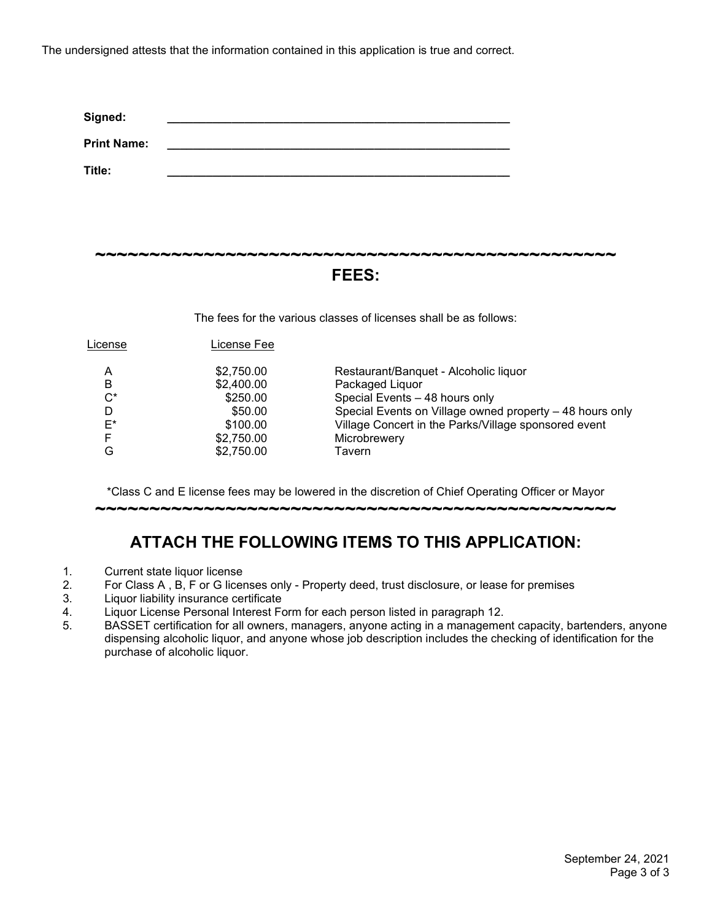The undersigned attests that the information contained in this application is true and correct.

**Signed:** ______________________________________________

**Print Name:** ______________________________________________

**Title:** ______________________________________________

~~~~~~~~~~~~~~~~~~~~~~~~~~~~~~~~~~~~~~~~~~~~~~~~

## FEES:

The fees for the various classes of licenses shall be as follows:

| License | License Fee | |
|---|---|---|
| A | $2,750.00 | Restaurant/Banquet - Alcoholic liquor |
| B | $2,400.00 | Packaged Liquor |
| C* | $250.00 | Special Events – 48 hours only |
| D | $50.00 | Special Events on Village owned property – 48 hours only |
| E* | $100.00 | Village Concert in the Parks/Village sponsored event |
| F | $2,750.00 | Microbrewery |
| G | $2,750.00 | Tavern |

*Class C and E license fees may be lowered in the discretion of Chief Operating Officer or Mayor

~~~~~~~~~~~~~~~~~~~~~~~~~~~~~~~~~~~~~~~~~~~~~~~~

## ATTACH THE FOLLOWING ITEMS TO THIS APPLICATION:

1. Current state liquor license
2. For Class A , B, F or G licenses only - Property deed, trust disclosure, or lease for premises
3. Liquor liability insurance certificate
4. Liquor License Personal Interest Form for each person listed in paragraph 12.
5. BASSET certification for all owners, managers, anyone acting in a management capacity, bartenders, anyone dispensing alcoholic liquor, and anyone whose job description includes the checking of identification for the purchase of alcoholic liquor.

September 24, 2021